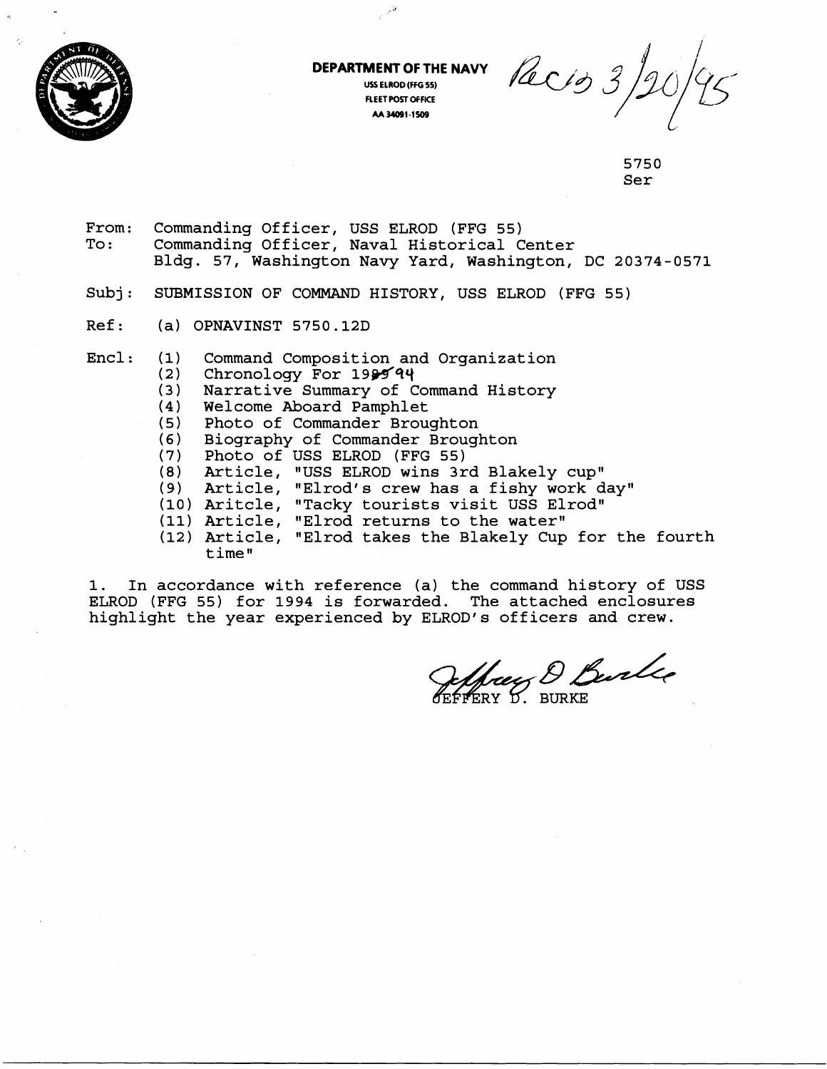**DEPARTMENT OF THE NAVY**
USS ELROD (FFG 55)
FLEET POST OFFICE
AA 34091-1509

Rec'd 3/20/95

5750
Ser

From: Commanding Officer, USS ELROD (FFG 55)
To: Commanding Officer, Naval Historical Center
Bldg. 57, Washington Navy Yard, Washington, DC 20374-0571

Subj: SUBMISSION OF COMMAND HISTORY, USS ELROD (FFG 55)

Ref: (a) OPNAVINST 5750.12D

Encl:
(1) Command Composition and Organization
(2) Chronology For 1994
(3) Narrative Summary of Command History
(4) Welcome Aboard Pamphlet
(5) Photo of Commander Broughton
(6) Biography of Commander Broughton
(7) Photo of USS ELROD (FFG 55)
(8) Article, "USS ELROD wins 3rd Blakely cup"
(9) Article, "Elrod's crew has a fishy work day"
(10) Aritcle, "Tacky tourists visit USS Elrod"
(11) Article, "Elrod returns to the water"
(12) Article, "Elrod takes the Blakely Cup for the fourth time"

1. In accordance with reference (a) the command history of USS ELROD (FFG 55) for 1994 is forwarded. The attached enclosures highlight the year experienced by ELROD's officers and crew.

JEFFERY D. BURKE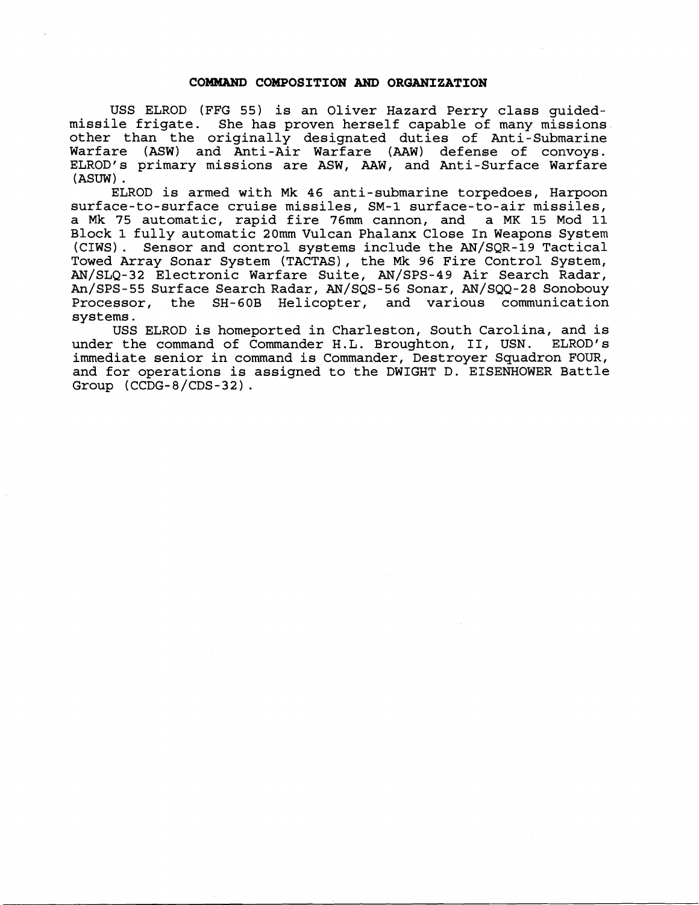## COMMAND COMPOSITION AND ORGANIZATION

USS ELROD (FFG 55) is an Oliver Hazard Perry class guided-missile frigate. She has proven herself capable of many missions other than the originally designated duties of Anti-Submarine Warfare (ASW) and Anti-Air Warfare (AAW) defense of convoys. ELROD's primary missions are ASW, AAW, and Anti-Surface Warfare (ASUW).

ELROD is armed with Mk 46 anti-submarine torpedoes, Harpoon surface-to-surface cruise missiles, SM-1 surface-to-air missiles, a Mk 75 automatic, rapid fire 76mm cannon, and a MK 15 Mod 11 Block 1 fully automatic 20mm Vulcan Phalanx Close In Weapons System (CIWS). Sensor and control systems include the AN/SQR-19 Tactical Towed Array Sonar System (TACTAS), the Mk 96 Fire Control System, AN/SLQ-32 Electronic Warfare Suite, AN/SPS-49 Air Search Radar, An/SPS-55 Surface Search Radar, AN/SQS-56 Sonar, AN/SQQ-28 Sonobouy Processor, the SH-60B Helicopter, and various communication systems.

USS ELROD is homeported in Charleston, South Carolina, and is under the command of Commander H.L. Broughton, II, USN. ELROD's immediate senior in command is Commander, Destroyer Squadron FOUR, and for operations is assigned to the DWIGHT D. EISENHOWER Battle Group (CCDG-8/CDS-32).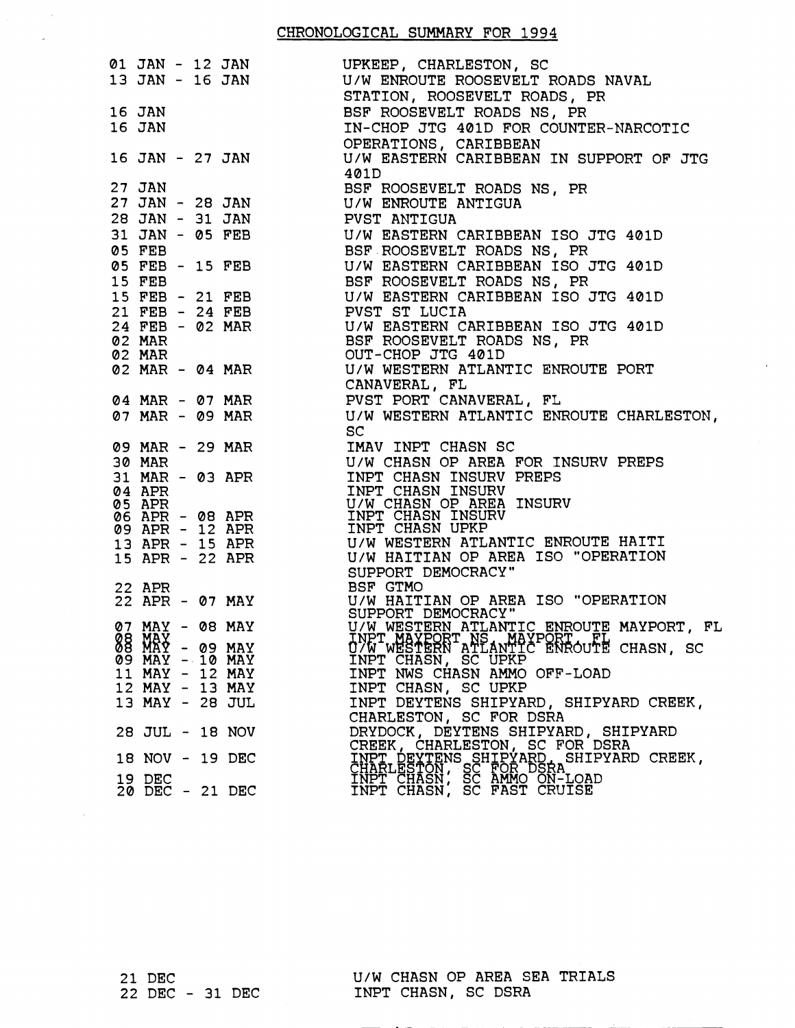# CHRONOLOGICAL SUMMARY FOR 1994

| | |
|---|---|
| 01 JAN - 12 JAN | UPKEEP, CHARLESTON, SC |
| 13 JAN - 16 JAN | U/W ENROUTE ROOSEVELT ROADS NAVAL STATION, ROOSEVELT ROADS, PR |
| 16 JAN | BSF ROOSEVELT ROADS NS, PR |
| 16 JAN | IN-CHOP JTG 401D FOR COUNTER-NARCOTIC OPERATIONS, CARIBBEAN |
| 16 JAN - 27 JAN | U/W EASTERN CARIBBEAN IN SUPPORT OF JTG 401D |
| 27 JAN | BSF ROOSEVELT ROADS NS, PR |
| 27 JAN - 28 JAN | U/W ENROUTE ANTIGUA |
| 28 JAN - 31 JAN | PVST ANTIGUA |
| 31 JAN - 05 FEB | U/W EASTERN CARIBBEAN ISO JTG 401D |
| 05 FEB | BSF ROOSEVELT ROADS NS, PR |
| 05 FEB - 15 FEB | U/W EASTERN CARIBBEAN ISO JTG 401D |
| 15 FEB | BSF ROOSEVELT ROADS NS, PR |
| 15 FEB - 21 FEB | U/W EASTERN CARIBBEAN ISO JTG 401D |
| 21 FEB - 24 FEB | PVST ST LUCIA |
| 24 FEB - 02 MAR | U/W EASTERN CARIBBEAN ISO JTG 401D |
| 02 MAR | BSF ROOSEVELT ROADS NS, PR |
| 02 MAR | OUT-CHOP JTG 401D |
| 02 MAR - 04 MAR | U/W WESTERN ATLANTIC ENROUTE PORT CANAVERAL, FL |
| 04 MAR - 07 MAR | PVST PORT CANAVERAL, FL |
| 07 MAR - 09 MAR | U/W WESTERN ATLANTIC ENROUTE CHARLESTON, SC |
| 09 MAR - 29 MAR | IMAV INPT CHASN SC |
| 30 MAR | U/W CHASN OP AREA FOR INSURV PREPS |
| 31 MAR - 03 APR | INPT CHASN INSURV PREPS |
| 04 APR | INPT CHASN INSURV |
| 05 APR | U/W CHASN OP AREA INSURV |
| 06 APR - 08 APR | INPT CHASN INSURV |
| 09 APR - 12 APR | INPT CHASN UPKP |
| 13 APR - 15 APR | U/W WESTERN ATLANTIC ENROUTE HAITI |
| 15 APR - 22 APR | U/W HAITIAN OP AREA ISO "OPERATION SUPPORT DEMOCRACY" |
| 22 APR | BSF GTMO |
| 22 APR - 07 MAY | U/W HAITIAN OP AREA ISO "OPERATION SUPPORT DEMOCRACY" |
| 07 MAY - 08 MAY | U/W WESTERN ATLANTIC ENROUTE MAYPORT, FL |
| 08 MAY | INPT MAYPORT NS, MAYPORT, FL |
| 08 MAY - 09 MAY | U/W WESTERN ATLANTIC ENROUTE CHASN, SC |
| 09 MAY - 10 MAY | INPT CHASN, SC UPKP |
| 11 MAY - 12 MAY | INPT NWS CHASN AMMO OFF-LOAD |
| 12 MAY - 13 MAY | INPT CHASN, SC UPKP |
| 13 MAY - 28 JUL | INPT DEYTENS SHIPYARD, SHIPYARD CREEK, CHARLESTON, SC FOR DSRA |
| 28 JUL - 18 NOV | DRYDOCK, DEYTENS SHIPYARD, SHIPYARD CREEK, CHARLESTON, SC FOR DSRA |
| 18 NOV - 19 DEC | INPT DEYTENS SHIPYARD, SHIPYARD CREEK, CHARLESTON, SC FOR DSRA |
| 19 DEC | INPT CHASN, SC AMMO ON-LOAD |
| 20 DEC - 21 DEC | INPT CHASN, SC FAST CRUISE |
| 21 DEC | U/W CHASN OP AREA SEA TRIALS |
| 22 DEC - 31 DEC | INPT CHASN, SC DSRA |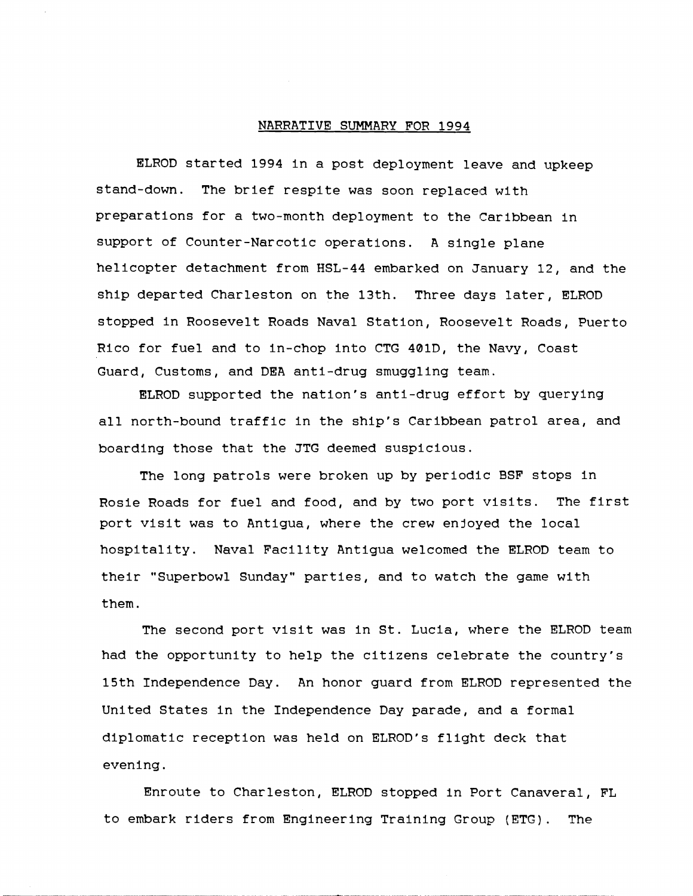NARRATIVE SUMMARY FOR 1994

ELROD started 1994 in a post deployment leave and upkeep stand-down. The brief respite was soon replaced with preparations for a two-month deployment to the Caribbean in support of Counter-Narcotic operations. A single plane helicopter detachment from HSL-44 embarked on January 12, and the ship departed Charleston on the 13th. Three days later, ELROD stopped in Roosevelt Roads Naval Station, Roosevelt Roads, Puerto Rico for fuel and to in-chop into CTG 401D, the Navy, Coast Guard, Customs, and DEA anti-drug smuggling team.

ELROD supported the nation's anti-drug effort by querying all north-bound traffic in the ship's Caribbean patrol area, and boarding those that the JTG deemed suspicious.

The long patrols were broken up by periodic BSF stops in Rosie Roads for fuel and food, and by two port visits. The first port visit was to Antigua, where the crew enjoyed the local hospitality. Naval Facility Antigua welcomed the ELROD team to their "Superbowl Sunday" parties, and to watch the game with them.

The second port visit was in St. Lucia, where the ELROD team had the opportunity to help the citizens celebrate the country's 15th Independence Day. An honor guard from ELROD represented the United States in the Independence Day parade, and a formal diplomatic reception was held on ELROD's flight deck that evening.

Enroute to Charleston, ELROD stopped in Port Canaveral, FL to embark riders from Engineering Training Group (ETG). The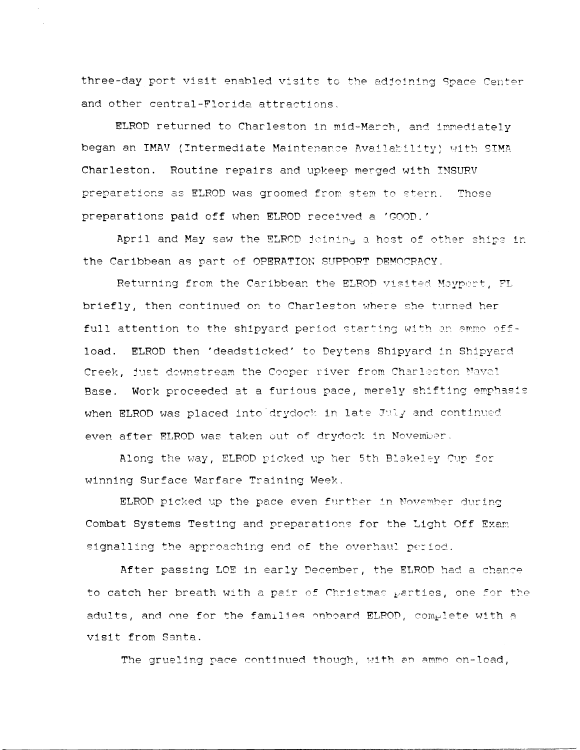three-day port visit enabled visits to the adjoining Space Center and other central-Florida attractions.

ELROD returned to Charleston in mid-March, and immediately began an IMAV (Intermediate Maintenance Availability) with SIMA Charleston. Routine repairs and upkeep merged with INSURV preparations as ELROD was groomed from stem to stern. Those preparations paid off when ELROD received a 'GOOD.'

April and May saw the ELROD joining a host of other ships in the Caribbean as part of OPERATION SUPPORT DEMOCRACY.

Returning from the Caribbean the ELROD visited Mayport, FL briefly, then continued on to Charleston where she turned her full attention to the shipyard period starting with an ammo off-load. ELROD then 'deadsticked' to Deytens Shipyard in Shipyard Creek, just downstream the Cooper river from Charleston Naval Base. Work proceeded at a furious pace, merely shifting emphasis when ELROD was placed into drydock in late July and continued even after ELROD was taken out of drydock in November.

Along the way, ELROD picked up her 5th Blakeley Cup for winning Surface Warfare Training Week.

ELROD picked up the pace even further in November during Combat Systems Testing and preparations for the Light Off Exam signalling the approaching end of the overhaul period.

After passing LOE in early December, the ELROD had a chance to catch her breath with a pair of Christmas parties, one for the adults, and one for the families onboard ELROD, complete with a visit from Santa.

The grueling pace continued though, with an ammo on-load,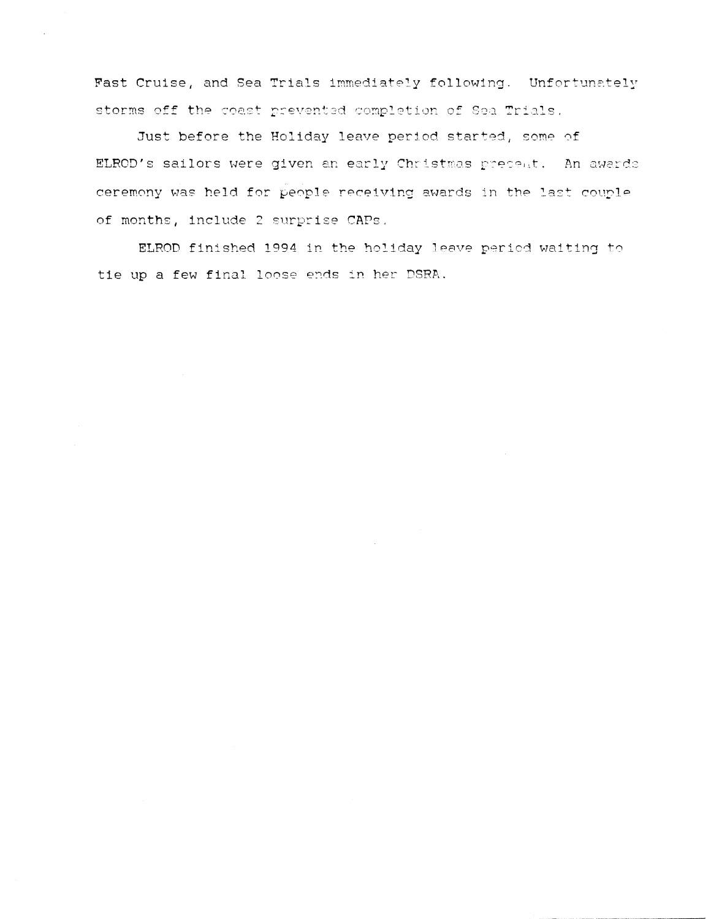Fast Cruise, and Sea Trials immediately following. Unfortunately storms off the coast prevented completion of Sea Trials.

Just before the Holiday leave period started, some of ELROD's sailors were given an early Christmas present. An awards ceremony was held for people receiving awards in the last couple of months, include 2 surprise CAPs.

ELROD finished 1994 in the holiday leave period waiting to tie up a few final loose ends in her DSRA.